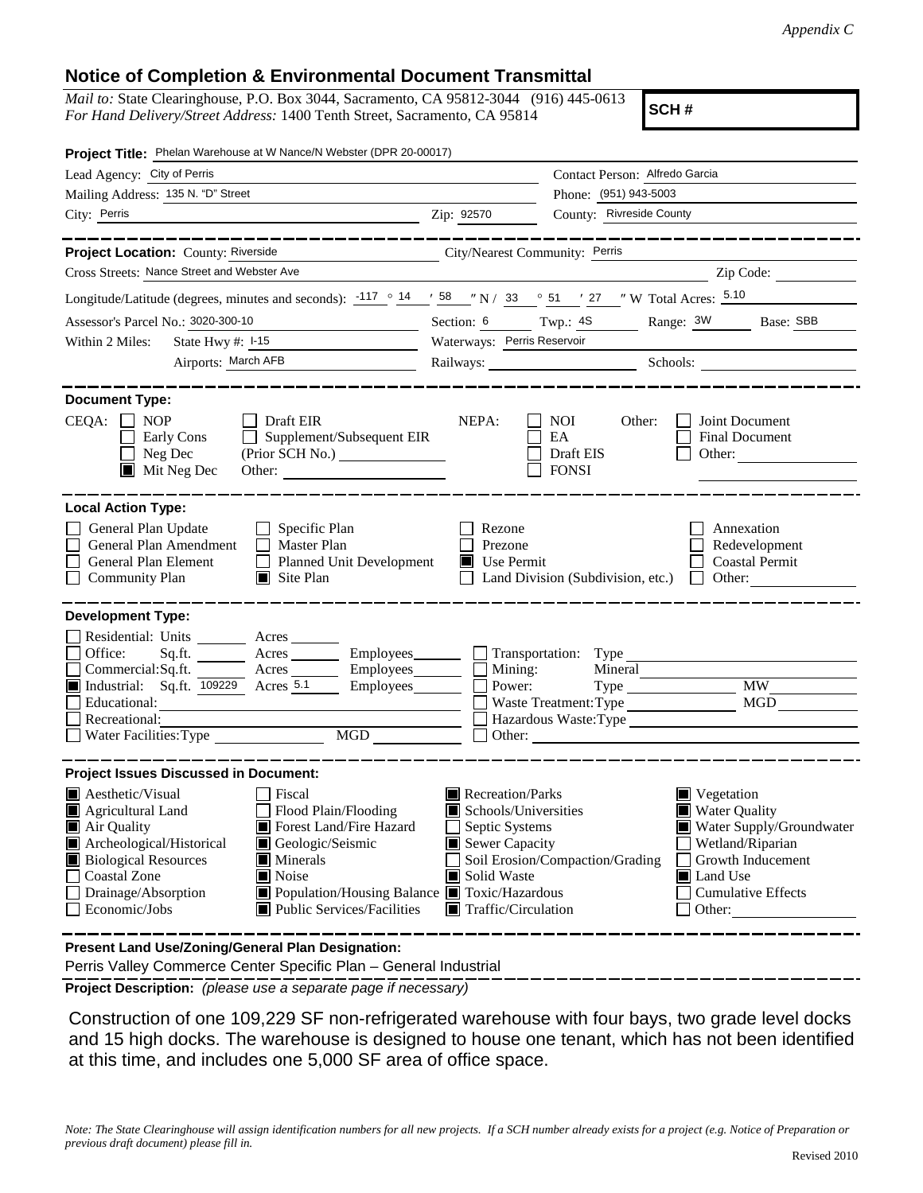*Appendix C*

## Notice of Completion & Environmental Document Transmittal

*Mail to:* State Clearinghouse, P.O. Box 3044, Sacramento, CA 95812-3044 (916) 445-0613
*For Hand Delivery/Street Address:* 1400 Tenth Street, Sacramento, CA 95814

**SCH #**

**Project Title:** Phelan Warehouse at W Nance/N Webster (DPR 20-00017)

Lead Agency: City of Perris
Contact Person: Alfredo Garcia
Mailing Address: 135 N. "D" Street
Phone: (951) 943-5003
City: Perris
Zip: 92570
County: Rivreside County

**Project Location:** County: Riverside
City/Nearest Community: Perris
Cross Streets: Nance Street and Webster Ave
Zip Code:

Longitude/Latitude (degrees, minutes and seconds): -117 ° 14 ′ 58 ″ N / 33 ° 51 ′ 27 ″ W Total Acres: 5.10

Assessor's Parcel No.: 3020-300-10
Section: 6 Twp.: 4S Range: 3W Base: SBB

Within 2 Miles: State Hwy #: I-15
Waterways: Perris Reservoir
Airports: March AFB
Railways:
Schools:

**Document Type:**

CEQA: ☐ NOP ☐ Early Cons ☐ Neg Dec ■ Mit Neg Dec ☐ Draft EIR ☐ Supplement/Subsequent EIR (Prior SCH No.) Other:

NEPA: ☐ NOI ☐ EA ☐ Draft EIS ☐ FONSI

Other: ☐ Joint Document ☐ Final Document ☐ Other:

**Local Action Type:**

☐ General Plan Update
☐ General Plan Amendment
☐ General Plan Element
☐ Community Plan
☐ Specific Plan
☐ Master Plan
☐ Planned Unit Development
■ Site Plan
☐ Rezone
☐ Prezone
■ Use Permit
☐ Land Division (Subdivision, etc.)
☐ Annexation
☐ Redevelopment
☐ Coastal Permit
☐ Other:

**Development Type:**

☐ Residential: Units Acres
☐ Office: Sq.ft. Acres Employees
☐ Commercial: Sq.ft. Acres Employees
■ Industrial: Sq.ft. 109229 Acres 5.1 Employees
☐ Educational:
☐ Recreational:
☐ Water Facilities: Type MGD
☐ Transportation: Type
☐ Mining: Mineral
☐ Power: Type MW
☐ Waste Treatment: Type MGD
☐ Hazardous Waste: Type
☐ Other:

**Project Issues Discussed in Document:**

■ Aesthetic/Visual
■ Agricultural Land
■ Air Quality
■ Archeological/Historical
■ Biological Resources
☐ Coastal Zone
☐ Drainage/Absorption
☐ Economic/Jobs
☐ Fiscal
☐ Flood Plain/Flooding
■ Forest Land/Fire Hazard
■ Geologic/Seismic
■ Minerals
■ Noise
■ Population/Housing Balance
■ Public Services/Facilities
■ Recreation/Parks
■ Schools/Universities
☐ Septic Systems
■ Sewer Capacity
☐ Soil Erosion/Compaction/Grading
■ Solid Waste
■ Toxic/Hazardous
■ Traffic/Circulation
■ Vegetation
■ Water Quality
■ Water Supply/Groundwater
☐ Wetland/Riparian
☐ Growth Inducement
■ Land Use
☐ Cumulative Effects
☐ Other:

**Present Land Use/Zoning/General Plan Designation:**

Perris Valley Commerce Center Specific Plan – General Industrial

**Project Description:** *(please use a separate page if necessary)*

Construction of one 109,229 SF non-refrigerated warehouse with four bays, two grade level docks and 15 high docks. The warehouse is designed to house one tenant, which has not been identified at this time, and includes one 5,000 SF area of office space.

*Note: The State Clearinghouse will assign identification numbers for all new projects. If a SCH number already exists for a project (e.g. Notice of Preparation or previous draft document) please fill in.*

Revised 2010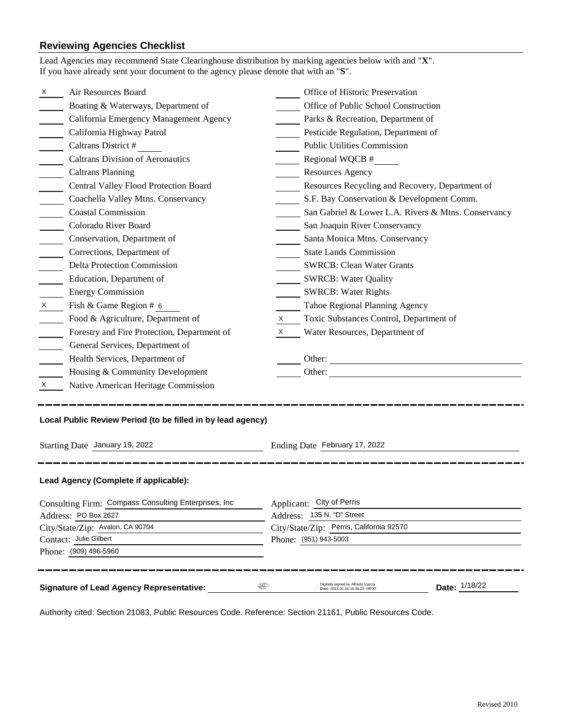## Reviewing Agencies Checklist

Lead Agencies may recommend State Clearinghouse distribution by marking agencies below with and "**X**".
If you have already sent your document to the agency please denote that with an "**S**".

| | | | |
|---|---|---|---|
| X | Air Resources Board | | Office of Historic Preservation |
| | Boating & Waterways, Department of | | Office of Public School Construction |
| | California Emergency Management Agency | | Parks & Recreation, Department of |
| | California Highway Patrol | | Pesticide Regulation, Department of |
| | Caltrans District # ____ | | Public Utilities Commission |
| | Caltrans Division of Aeronautics | | Regional WQCB # ____ |
| | Caltrans Planning | | Resources Agency |
| | Central Valley Flood Protection Board | | Resources Recycling and Recovery, Department of |
| | Coachella Valley Mtns. Conservancy | | S.F. Bay Conservation & Development Comm. |
| | Coastal Commission | | San Gabriel & Lower L.A. Rivers & Mtns. Conservancy |
| | Colorado River Board | | San Joaquin River Conservancy |
| | Conservation, Department of | | Santa Monica Mtns. Conservancy |
| | Corrections, Department of | | State Lands Commission |
| | Delta Protection Commission | | SWRCB: Clean Water Grants |
| | Education, Department of | | SWRCB: Water Quality |
| | Energy Commission | | SWRCB: Water Rights |
| X | Fish & Game Region # 6 | | Tahoe Regional Planning Agency |
| | Food & Agriculture, Department of | X | Toxic Substances Control, Department of |
| | Forestry and Fire Protection, Department of | X | Water Resources, Department of |
| | General Services, Department of | | |
| | Health Services, Department of | | Other: |
| | Housing & Community Development | | Other: |
| X | Native American Heritage Commission | | |

---

**Local Public Review Period (to be filled in by lead agency)**

Starting Date January 19, 2022 Ending Date February 17, 2022

---

**Lead Agency (Complete if applicable):**

Consulting Firm: Compass Consulting Enterprises, Inc
Address: PO Box 2627
City/State/Zip: Avalon, CA 90704
Contact: Julie Gilbert
Phone: (909) 496-5960

Applicant: City of Perris
Address: 135 N. "D" Street
City/State/Zip: Perris, California 92570
Phone: (951) 943-5003

---

**Signature of Lead Agency Representative:** Digitally signed by Alfredo Garcia Date: 2022.01.18 16:38:25 -08'00' **Date:** 1/18/22

Authority cited: Section 21083, Public Resources Code. Reference: Section 21161, Public Resources Code.

Revised 2010